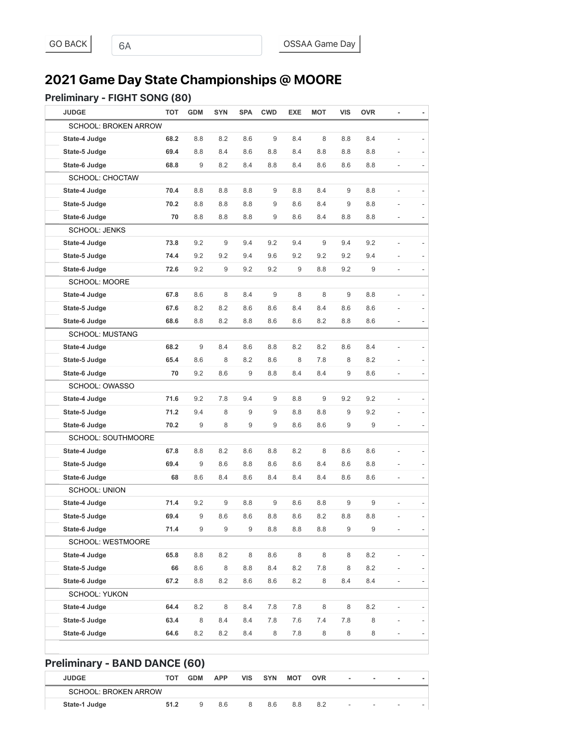GO BACK | 6A | OSSAA Game Day

## 2021 Game Day State Championships @ MOORE

### Preliminary - FIGHT SONG (80)

| JUDGE | TOT | GDM | SYN | SPA | CWD | EXE | MOT | VIS | OVR | - | - |
|---|---|---|---|---|---|---|---|---|---|---|---|
| SCHOOL: BROKEN ARROW | | | | | | | | | | | |
| State-4 Judge | 68.2 | 8.8 | 8.2 | 8.6 | 9 | 8.4 | 8 | 8.8 | 8.4 | - | - |
| State-5 Judge | 69.4 | 8.8 | 8.4 | 8.6 | 8.8 | 8.4 | 8.8 | 8.8 | 8.8 | - | - |
| State-6 Judge | 68.8 | 9 | 8.2 | 8.4 | 8.8 | 8.4 | 8.6 | 8.6 | 8.8 | - | - |
| SCHOOL: CHOCTAW | | | | | | | | | | | |
| State-4 Judge | 70.4 | 8.8 | 8.8 | 8.8 | 9 | 8.8 | 8.4 | 9 | 8.8 | - | - |
| State-5 Judge | 70.2 | 8.8 | 8.8 | 8.8 | 9 | 8.6 | 8.4 | 9 | 8.8 | - | - |
| State-6 Judge | 70 | 8.8 | 8.8 | 8.8 | 9 | 8.6 | 8.4 | 8.8 | 8.8 | - | - |
| SCHOOL: JENKS | | | | | | | | | | | |
| State-4 Judge | 73.8 | 9.2 | 9 | 9.4 | 9.2 | 9.4 | 9 | 9.4 | 9.2 | - | - |
| State-5 Judge | 74.4 | 9.2 | 9.2 | 9.4 | 9.6 | 9.2 | 9.2 | 9.2 | 9.4 | - | - |
| State-6 Judge | 72.6 | 9.2 | 9 | 9.2 | 9.2 | 9 | 8.8 | 9.2 | 9 | - | - |
| SCHOOL: MOORE | | | | | | | | | | | |
| State-4 Judge | 67.8 | 8.6 | 8 | 8.4 | 9 | 8 | 8 | 9 | 8.8 | - | - |
| State-5 Judge | 67.6 | 8.2 | 8.2 | 8.6 | 8.6 | 8.4 | 8.4 | 8.6 | 8.6 | - | - |
| State-6 Judge | 68.6 | 8.8 | 8.2 | 8.8 | 8.6 | 8.6 | 8.2 | 8.8 | 8.6 | - | - |
| SCHOOL: MUSTANG | | | | | | | | | | | |
| State-4 Judge | 68.2 | 9 | 8.4 | 8.6 | 8.8 | 8.2 | 8.2 | 8.6 | 8.4 | - | - |
| State-5 Judge | 65.4 | 8.6 | 8 | 8.2 | 8.6 | 8 | 7.8 | 8 | 8.2 | - | - |
| State-6 Judge | 70 | 9.2 | 8.6 | 9 | 8.8 | 8.4 | 8.4 | 9 | 8.6 | - | - |
| SCHOOL: OWASSO | | | | | | | | | | | |
| State-4 Judge | 71.6 | 9.2 | 7.8 | 9.4 | 9 | 8.8 | 9 | 9.2 | 9.2 | - | - |
| State-5 Judge | 71.2 | 9.4 | 8 | 9 | 9 | 8.8 | 8.8 | 9 | 9.2 | - | - |
| State-6 Judge | 70.2 | 9 | 8 | 9 | 9 | 8.6 | 8.6 | 9 | 9 | - | - |
| SCHOOL: SOUTHMOORE | | | | | | | | | | | |
| State-4 Judge | 67.8 | 8.8 | 8.2 | 8.6 | 8.8 | 8.2 | 8 | 8.6 | 8.6 | - | - |
| State-5 Judge | 69.4 | 9 | 8.6 | 8.8 | 8.6 | 8.6 | 8.4 | 8.6 | 8.8 | - | - |
| State-6 Judge | 68 | 8.6 | 8.4 | 8.6 | 8.4 | 8.4 | 8.4 | 8.6 | 8.6 | - | - |
| SCHOOL: UNION | | | | | | | | | | | |
| State-4 Judge | 71.4 | 9.2 | 9 | 8.8 | 9 | 8.6 | 8.8 | 9 | 9 | - | - |
| State-5 Judge | 69.4 | 9 | 8.6 | 8.6 | 8.8 | 8.6 | 8.2 | 8.8 | 8.8 | - | - |
| State-6 Judge | 71.4 | 9 | 9 | 9 | 8.8 | 8.8 | 8.8 | 9 | 9 | - | - |
| SCHOOL: WESTMOORE | | | | | | | | | | | |
| State-4 Judge | 65.8 | 8.8 | 8.2 | 8 | 8.6 | 8 | 8 | 8 | 8.2 | - | - |
| State-5 Judge | 66 | 8.6 | 8 | 8.8 | 8.4 | 8.2 | 7.8 | 8 | 8.2 | - | - |
| State-6 Judge | 67.2 | 8.8 | 8.2 | 8.6 | 8.6 | 8.2 | 8 | 8.4 | 8.4 | - | - |
| SCHOOL: YUKON | | | | | | | | | | | |
| State-4 Judge | 64.4 | 8.2 | 8 | 8.4 | 7.8 | 7.8 | 8 | 8 | 8.2 | - | - |
| State-5 Judge | 63.4 | 8 | 8.4 | 8.4 | 7.8 | 7.6 | 7.4 | 7.8 | 8 | - | - |
| State-6 Judge | 64.6 | 8.2 | 8.2 | 8.4 | 8 | 7.8 | 8 | 8 | 8 | - | - |

### Preliminary - BAND DANCE (60)

| JUDGE | TOT | GDM | APP | VIS | SYN | MOT | OVR | - | - | - | - |
|---|---|---|---|---|---|---|---|---|---|---|---|
| SCHOOL: BROKEN ARROW | | | | | | | | | | | |
| State-1 Judge | 51.2 | 9 | 8.6 | 8 | 8.6 | 8.8 | 8.2 | - | - | - | - |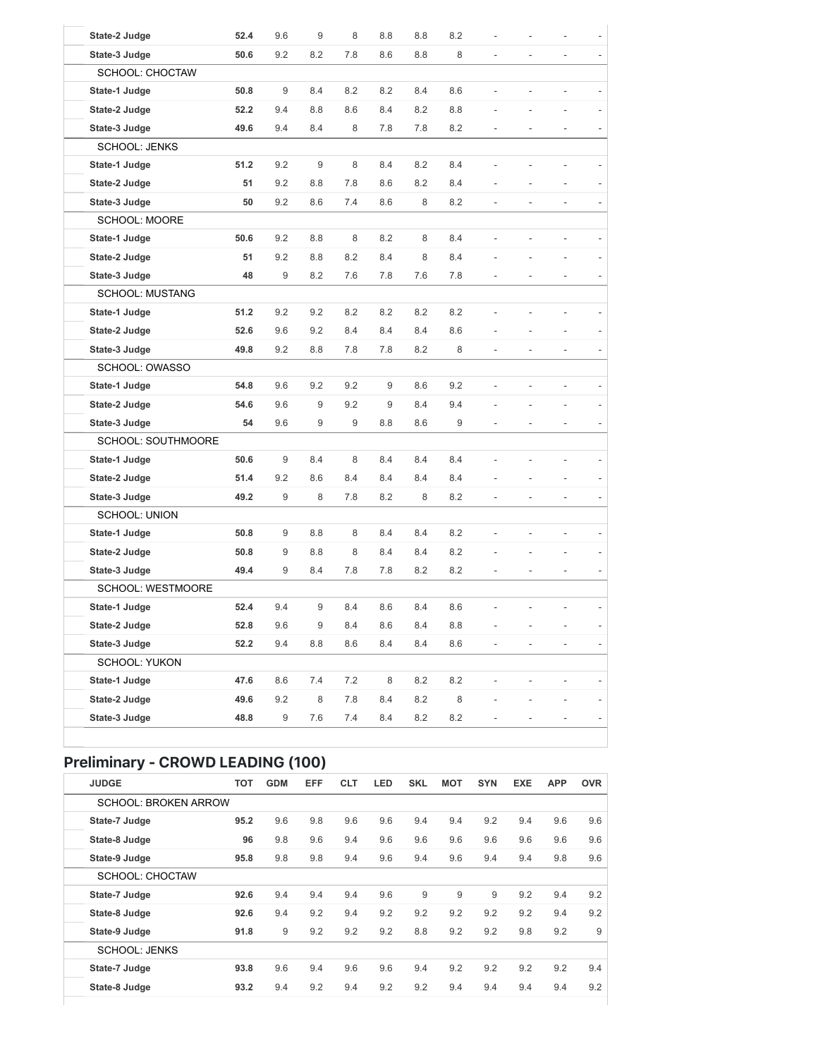| | | | | | | | | | | | |
|---|---|---|---|---|---|---|---|---|---|---|---|
| **State-2 Judge** | **52.4** | 9.6 | 9 | 8 | 8.8 | 8.8 | 8.2 | - | - | - | - |
| **State-3 Judge** | **50.6** | 9.2 | 8.2 | 7.8 | 8.6 | 8.8 | 8 | - | - | - | - |
| SCHOOL: CHOCTAW | | | | | | | | | | | |
| **State-1 Judge** | **50.8** | 9 | 8.4 | 8.2 | 8.2 | 8.4 | 8.6 | - | - | - | - |
| **State-2 Judge** | **52.2** | 9.4 | 8.8 | 8.6 | 8.4 | 8.2 | 8.8 | - | - | - | - |
| **State-3 Judge** | **49.6** | 9.4 | 8.4 | 8 | 7.8 | 7.8 | 8.2 | - | - | - | - |
| SCHOOL: JENKS | | | | | | | | | | | |
| **State-1 Judge** | **51.2** | 9.2 | 9 | 8 | 8.4 | 8.2 | 8.4 | - | - | - | - |
| **State-2 Judge** | **51** | 9.2 | 8.8 | 7.8 | 8.6 | 8.2 | 8.4 | - | - | - | - |
| **State-3 Judge** | **50** | 9.2 | 8.6 | 7.4 | 8.6 | 8 | 8.2 | - | - | - | - |
| SCHOOL: MOORE | | | | | | | | | | | |
| **State-1 Judge** | **50.6** | 9.2 | 8.8 | 8 | 8.2 | 8 | 8.4 | - | - | - | - |
| **State-2 Judge** | **51** | 9.2 | 8.8 | 8.2 | 8.4 | 8 | 8.4 | - | - | - | - |
| **State-3 Judge** | **48** | 9 | 8.2 | 7.6 | 7.8 | 7.6 | 7.8 | - | - | - | - |
| SCHOOL: MUSTANG | | | | | | | | | | | |
| **State-1 Judge** | **51.2** | 9.2 | 9.2 | 8.2 | 8.2 | 8.2 | 8.2 | - | - | - | - |
| **State-2 Judge** | **52.6** | 9.6 | 9.2 | 8.4 | 8.4 | 8.4 | 8.6 | - | - | - | - |
| **State-3 Judge** | **49.8** | 9.2 | 8.8 | 7.8 | 7.8 | 8.2 | 8 | - | - | - | - |
| SCHOOL: OWASSO | | | | | | | | | | | |
| **State-1 Judge** | **54.8** | 9.6 | 9.2 | 9.2 | 9 | 8.6 | 9.2 | - | - | - | - |
| **State-2 Judge** | **54.6** | 9.6 | 9 | 9.2 | 9 | 8.4 | 9.4 | - | - | - | - |
| **State-3 Judge** | **54** | 9.6 | 9 | 9 | 8.8 | 8.6 | 9 | - | - | - | - |
| SCHOOL: SOUTHMOORE | | | | | | | | | | | |
| **State-1 Judge** | **50.6** | 9 | 8.4 | 8 | 8.4 | 8.4 | 8.4 | - | - | - | - |
| **State-2 Judge** | **51.4** | 9.2 | 8.6 | 8.4 | 8.4 | 8.4 | 8.4 | - | - | - | - |
| **State-3 Judge** | **49.2** | 9 | 8 | 7.8 | 8.2 | 8 | 8.2 | - | - | - | - |
| SCHOOL: UNION | | | | | | | | | | | |
| **State-1 Judge** | **50.8** | 9 | 8.8 | 8 | 8.4 | 8.4 | 8.2 | - | - | - | - |
| **State-2 Judge** | **50.8** | 9 | 8.8 | 8 | 8.4 | 8.4 | 8.2 | - | - | - | - |
| **State-3 Judge** | **49.4** | 9 | 8.4 | 7.8 | 7.8 | 8.2 | 8.2 | - | - | - | - |
| SCHOOL: WESTMOORE | | | | | | | | | | | |
| **State-1 Judge** | **52.4** | 9.4 | 9 | 8.4 | 8.6 | 8.4 | 8.6 | - | - | - | - |
| **State-2 Judge** | **52.8** | 9.6 | 9 | 8.4 | 8.6 | 8.4 | 8.8 | - | - | - | - |
| **State-3 Judge** | **52.2** | 9.4 | 8.8 | 8.6 | 8.4 | 8.4 | 8.6 | - | - | - | - |
| SCHOOL: YUKON | | | | | | | | | | | |
| **State-1 Judge** | **47.6** | 8.6 | 7.4 | 7.2 | 8 | 8.2 | 8.2 | - | - | - | - |
| **State-2 Judge** | **49.6** | 9.2 | 8 | 7.8 | 8.4 | 8.2 | 8 | - | - | - | - |
| **State-3 Judge** | **48.8** | 9 | 7.6 | 7.4 | 8.4 | 8.2 | 8.2 | - | - | - | - |

## Preliminary - CROWD LEADING (100)

| JUDGE | TOT | GDM | EFF | CLT | LED | SKL | MOT | SYN | EXE | APP | OVR |
|---|---|---|---|---|---|---|---|---|---|---|---|
| SCHOOL: BROKEN ARROW | | | | | | | | | | | |
| **State-7 Judge** | **95.2** | 9.6 | 9.8 | 9.6 | 9.6 | 9.4 | 9.4 | 9.2 | 9.4 | 9.6 | 9.6 |
| **State-8 Judge** | **96** | 9.8 | 9.6 | 9.4 | 9.6 | 9.6 | 9.6 | 9.6 | 9.6 | 9.6 | 9.6 |
| **State-9 Judge** | **95.8** | 9.8 | 9.8 | 9.4 | 9.6 | 9.4 | 9.6 | 9.4 | 9.4 | 9.8 | 9.6 |
| SCHOOL: CHOCTAW | | | | | | | | | | | |
| **State-7 Judge** | **92.6** | 9.4 | 9.4 | 9.4 | 9.6 | 9 | 9 | 9 | 9.2 | 9.4 | 9.2 |
| **State-8 Judge** | **92.6** | 9.4 | 9.2 | 9.4 | 9.2 | 9.2 | 9.2 | 9.2 | 9.2 | 9.4 | 9.2 |
| **State-9 Judge** | **91.8** | 9 | 9.2 | 9.2 | 9.2 | 8.8 | 9.2 | 9.2 | 9.8 | 9.2 | 9 |
| SCHOOL: JENKS | | | | | | | | | | | |
| **State-7 Judge** | **93.8** | 9.6 | 9.4 | 9.6 | 9.6 | 9.4 | 9.2 | 9.2 | 9.2 | 9.2 | 9.4 |
| **State-8 Judge** | **93.2** | 9.4 | 9.2 | 9.4 | 9.2 | 9.2 | 9.4 | 9.4 | 9.4 | 9.4 | 9.2 |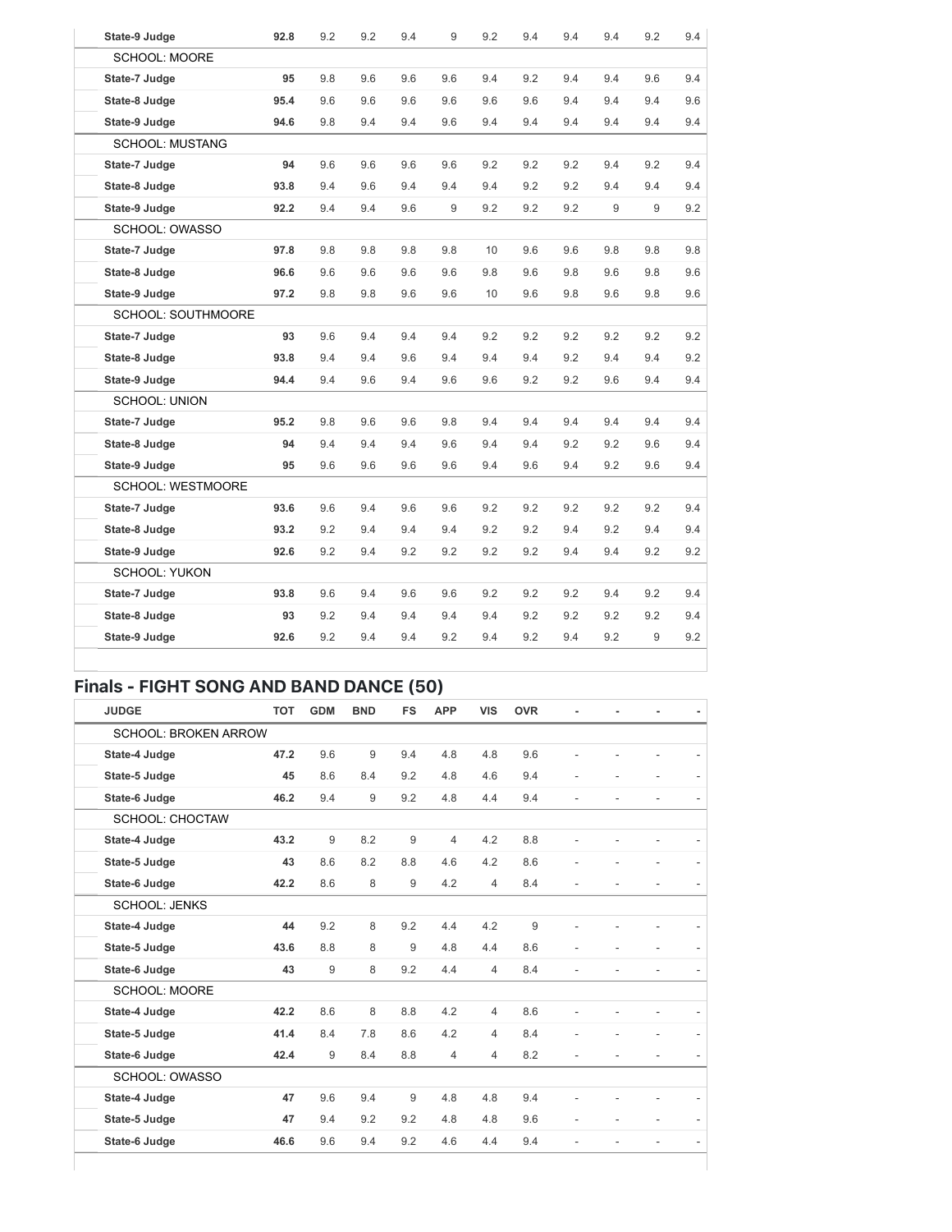| | | | | | | | | | | | |
|---|---|---|---|---|---|---|---|---|---|---|---|
| **State-9 Judge** | **92.8** | 9.2 | 9.2 | 9.4 | 9 | 9.2 | 9.4 | 9.4 | 9.4 | 9.2 | 9.4 |
| SCHOOL: MOORE | | | | | | | | | | | |
| **State-7 Judge** | **95** | 9.8 | 9.6 | 9.6 | 9.6 | 9.4 | 9.2 | 9.4 | 9.4 | 9.6 | 9.4 |
| **State-8 Judge** | **95.4** | 9.6 | 9.6 | 9.6 | 9.6 | 9.6 | 9.6 | 9.4 | 9.4 | 9.4 | 9.6 |
| **State-9 Judge** | **94.6** | 9.8 | 9.4 | 9.4 | 9.6 | 9.4 | 9.4 | 9.4 | 9.4 | 9.4 | 9.4 |
| SCHOOL: MUSTANG | | | | | | | | | | | |
| **State-7 Judge** | **94** | 9.6 | 9.6 | 9.6 | 9.6 | 9.2 | 9.2 | 9.2 | 9.4 | 9.2 | 9.4 |
| **State-8 Judge** | **93.8** | 9.4 | 9.6 | 9.4 | 9.4 | 9.4 | 9.2 | 9.2 | 9.4 | 9.4 | 9.4 |
| **State-9 Judge** | **92.2** | 9.4 | 9.4 | 9.6 | 9 | 9.2 | 9.2 | 9.2 | 9 | 9 | 9.2 |
| SCHOOL: OWASSO | | | | | | | | | | | |
| **State-7 Judge** | **97.8** | 9.8 | 9.8 | 9.8 | 9.8 | 10 | 9.6 | 9.6 | 9.8 | 9.8 | 9.8 |
| **State-8 Judge** | **96.6** | 9.6 | 9.6 | 9.6 | 9.6 | 9.8 | 9.6 | 9.8 | 9.6 | 9.8 | 9.6 |
| **State-9 Judge** | **97.2** | 9.8 | 9.8 | 9.6 | 9.6 | 10 | 9.6 | 9.8 | 9.6 | 9.8 | 9.6 |
| SCHOOL: SOUTHMOORE | | | | | | | | | | | |
| **State-7 Judge** | **93** | 9.6 | 9.4 | 9.4 | 9.4 | 9.2 | 9.2 | 9.2 | 9.2 | 9.2 | 9.2 |
| **State-8 Judge** | **93.8** | 9.4 | 9.4 | 9.6 | 9.4 | 9.4 | 9.4 | 9.2 | 9.4 | 9.4 | 9.2 |
| **State-9 Judge** | **94.4** | 9.4 | 9.6 | 9.4 | 9.6 | 9.6 | 9.2 | 9.2 | 9.6 | 9.4 | 9.4 |
| SCHOOL: UNION | | | | | | | | | | | |
| **State-7 Judge** | **95.2** | 9.8 | 9.6 | 9.6 | 9.8 | 9.4 | 9.4 | 9.4 | 9.4 | 9.4 | 9.4 |
| **State-8 Judge** | **94** | 9.4 | 9.4 | 9.4 | 9.6 | 9.4 | 9.4 | 9.2 | 9.2 | 9.6 | 9.4 |
| **State-9 Judge** | **95** | 9.6 | 9.6 | 9.6 | 9.6 | 9.4 | 9.6 | 9.4 | 9.2 | 9.6 | 9.4 |
| SCHOOL: WESTMOORE | | | | | | | | | | | |
| **State-7 Judge** | **93.6** | 9.6 | 9.4 | 9.6 | 9.6 | 9.2 | 9.2 | 9.2 | 9.2 | 9.2 | 9.4 |
| **State-8 Judge** | **93.2** | 9.2 | 9.4 | 9.4 | 9.4 | 9.2 | 9.2 | 9.4 | 9.2 | 9.4 | 9.4 |
| **State-9 Judge** | **92.6** | 9.2 | 9.4 | 9.2 | 9.2 | 9.2 | 9.2 | 9.4 | 9.4 | 9.2 | 9.2 |
| SCHOOL: YUKON | | | | | | | | | | | |
| **State-7 Judge** | **93.8** | 9.6 | 9.4 | 9.6 | 9.6 | 9.2 | 9.2 | 9.2 | 9.4 | 9.2 | 9.4 |
| **State-8 Judge** | **93** | 9.2 | 9.4 | 9.4 | 9.4 | 9.4 | 9.2 | 9.2 | 9.2 | 9.2 | 9.4 |
| **State-9 Judge** | **92.6** | 9.2 | 9.4 | 9.4 | 9.2 | 9.4 | 9.2 | 9.4 | 9.2 | 9 | 9.2 |

## Finals - FIGHT SONG AND BAND DANCE (50)

| JUDGE | TOT | GDM | BND | FS | APP | VIS | OVR | - | - | - | - |
|---|---|---|---|---|---|---|---|---|---|---|---|
| SCHOOL: BROKEN ARROW | | | | | | | | | | | |
| **State-4 Judge** | **47.2** | 9.6 | 9 | 9.4 | 4.8 | 4.8 | 9.6 | - | - | - | - |
| **State-5 Judge** | **45** | 8.6 | 8.4 | 9.2 | 4.8 | 4.6 | 9.4 | - | - | - | - |
| **State-6 Judge** | **46.2** | 9.4 | 9 | 9.2 | 4.8 | 4.4 | 9.4 | - | - | - | - |
| SCHOOL: CHOCTAW | | | | | | | | | | | |
| **State-4 Judge** | **43.2** | 9 | 8.2 | 9 | 4 | 4.2 | 8.8 | - | - | - | - |
| **State-5 Judge** | **43** | 8.6 | 8.2 | 8.8 | 4.6 | 4.2 | 8.6 | - | - | - | - |
| **State-6 Judge** | **42.2** | 8.6 | 8 | 9 | 4.2 | 4 | 8.4 | - | - | - | - |
| SCHOOL: JENKS | | | | | | | | | | | |
| **State-4 Judge** | **44** | 9.2 | 8 | 9.2 | 4.4 | 4.2 | 9 | - | - | - | - |
| **State-5 Judge** | **43.6** | 8.8 | 8 | 9 | 4.8 | 4.4 | 8.6 | - | - | - | - |
| **State-6 Judge** | **43** | 9 | 8 | 9.2 | 4.4 | 4 | 8.4 | - | - | - | - |
| SCHOOL: MOORE | | | | | | | | | | | |
| **State-4 Judge** | **42.2** | 8.6 | 8 | 8.8 | 4.2 | 4 | 8.6 | - | - | - | - |
| **State-5 Judge** | **41.4** | 8.4 | 7.8 | 8.6 | 4.2 | 4 | 8.4 | - | - | - | - |
| **State-6 Judge** | **42.4** | 9 | 8.4 | 8.8 | 4 | 4 | 8.2 | - | - | - | - |
| SCHOOL: OWASSO | | | | | | | | | | | |
| **State-4 Judge** | **47** | 9.6 | 9.4 | 9 | 4.8 | 4.8 | 9.4 | - | - | - | - |
| **State-5 Judge** | **47** | 9.4 | 9.2 | 9.2 | 4.8 | 4.8 | 9.6 | - | - | - | - |
| **State-6 Judge** | **46.6** | 9.6 | 9.4 | 9.2 | 4.6 | 4.4 | 9.4 | - | - | - | - |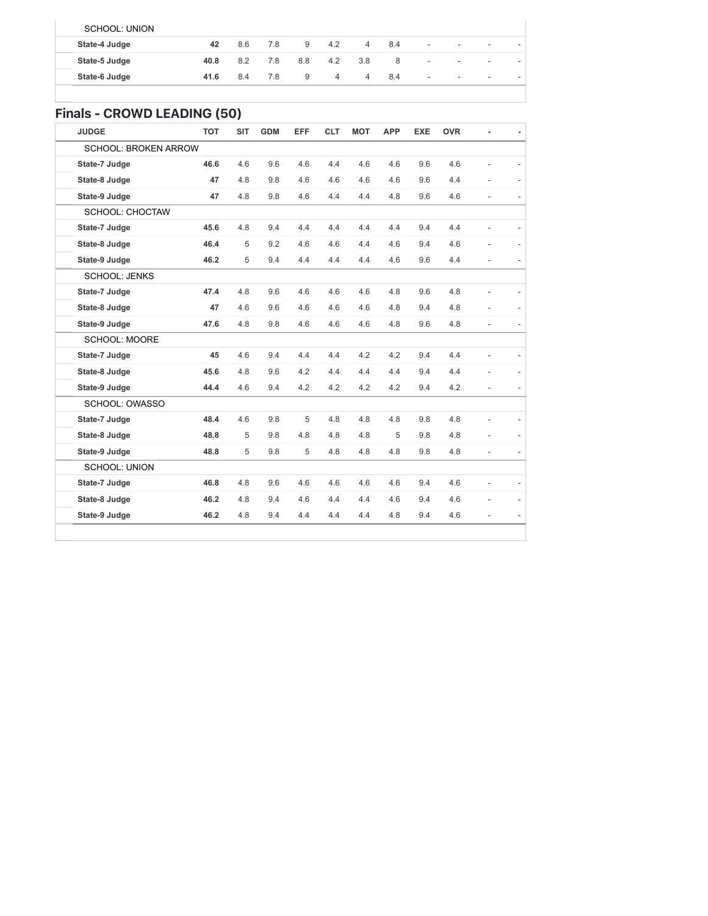| | | | | | | | | | | | |
|---|---|---|---|---|---|---|---|---|---|---|---|
| SCHOOL: UNION | | | | | | | | | | | |
| **State-4 Judge** | **42** | 8.6 | 7.8 | 9 | 4.2 | 4 | 8.4 | - | - | - | - |
| **State-5 Judge** | **40.8** | 8.2 | 7.8 | 8.8 | 4.2 | 3.8 | 8 | - | - | - | - |
| **State-6 Judge** | **41.6** | 8.4 | 7.8 | 9 | 4 | 4 | 8.4 | - | - | - | - |

## Finals - CROWD LEADING (50)

| JUDGE | TOT | SIT | GDM | EFF | CLT | MOT | APP | EXE | OVR | - | - |
|---|---|---|---|---|---|---|---|---|---|---|---|
| SCHOOL: BROKEN ARROW | | | | | | | | | | | |
| **State-7 Judge** | **46.6** | 4.6 | 9.6 | 4.6 | 4.4 | 4.6 | 4.6 | 9.6 | 4.6 | - | - |
| **State-8 Judge** | **47** | 4.8 | 9.8 | 4.6 | 4.6 | 4.6 | 4.6 | 9.6 | 4.4 | - | - |
| **State-9 Judge** | **47** | 4.8 | 9.8 | 4.6 | 4.4 | 4.4 | 4.8 | 9.6 | 4.6 | - | - |
| SCHOOL: CHOCTAW | | | | | | | | | | | |
| **State-7 Judge** | **45.6** | 4.8 | 9.4 | 4.4 | 4.4 | 4.4 | 4.4 | 9.4 | 4.4 | - | - |
| **State-8 Judge** | **46.4** | 5 | 9.2 | 4.6 | 4.6 | 4.4 | 4.6 | 9.4 | 4.6 | - | - |
| **State-9 Judge** | **46.2** | 5 | 9.4 | 4.4 | 4.4 | 4.4 | 4.6 | 9.6 | 4.4 | - | - |
| SCHOOL: JENKS | | | | | | | | | | | |
| **State-7 Judge** | **47.4** | 4.8 | 9.6 | 4.6 | 4.6 | 4.6 | 4.8 | 9.6 | 4.8 | - | - |
| **State-8 Judge** | **47** | 4.6 | 9.6 | 4.6 | 4.6 | 4.6 | 4.8 | 9.4 | 4.8 | - | - |
| **State-9 Judge** | **47.6** | 4.8 | 9.8 | 4.6 | 4.6 | 4.6 | 4.8 | 9.6 | 4.8 | - | - |
| SCHOOL: MOORE | | | | | | | | | | | |
| **State-7 Judge** | **45** | 4.6 | 9.4 | 4.4 | 4.4 | 4.2 | 4.2 | 9.4 | 4.4 | - | - |
| **State-8 Judge** | **45.6** | 4.8 | 9.6 | 4.2 | 4.4 | 4.4 | 4.4 | 9.4 | 4.4 | - | - |
| **State-9 Judge** | **44.4** | 4.6 | 9.4 | 4.2 | 4.2 | 4.2 | 4.2 | 9.4 | 4.2 | - | - |
| SCHOOL: OWASSO | | | | | | | | | | | |
| **State-7 Judge** | **48.4** | 4.6 | 9.8 | 5 | 4.8 | 4.8 | 4.8 | 9.8 | 4.8 | - | - |
| **State-8 Judge** | **48.8** | 5 | 9.8 | 4.8 | 4.8 | 4.8 | 5 | 9.8 | 4.8 | - | - |
| **State-9 Judge** | **48.8** | 5 | 9.8 | 5 | 4.8 | 4.8 | 4.8 | 9.8 | 4.8 | - | - |
| SCHOOL: UNION | | | | | | | | | | | |
| **State-7 Judge** | **46.8** | 4.8 | 9.6 | 4.6 | 4.6 | 4.6 | 4.6 | 9.4 | 4.6 | - | - |
| **State-8 Judge** | **46.2** | 4.8 | 9.4 | 4.6 | 4.4 | 4.4 | 4.6 | 9.4 | 4.6 | - | - |
| **State-9 Judge** | **46.2** | 4.8 | 9.4 | 4.4 | 4.4 | 4.4 | 4.8 | 9.4 | 4.6 | - | - |